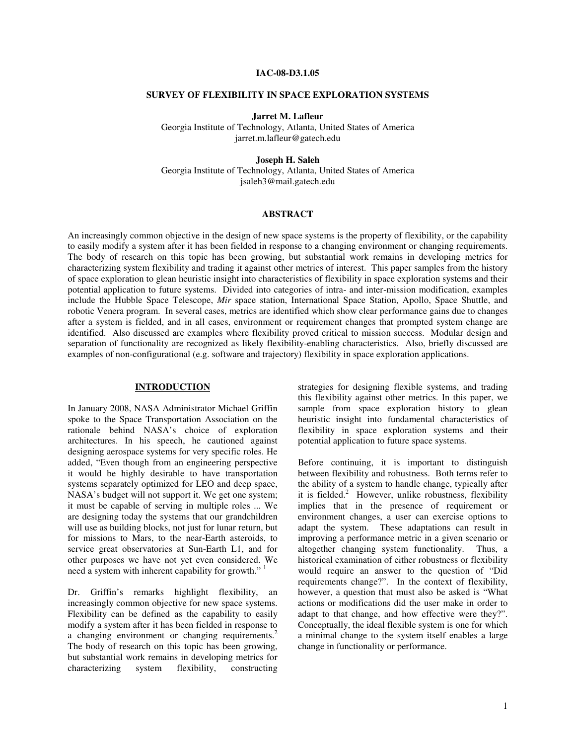**IAC-08-D3.1.05**

# SURVEY OF FLEXIBILITY IN SPACE EXPLORATION SYSTEMS

**Jarret M. Lafleur**
Georgia Institute of Technology, Atlanta, United States of America
jarret.m.lafleur@gatech.edu

**Joseph H. Saleh**
Georgia Institute of Technology, Atlanta, United States of America
jsaleh3@mail.gatech.edu

## ABSTRACT

An increasingly common objective in the design of new space systems is the property of flexibility, or the capability to easily modify a system after it has been fielded in response to a changing environment or changing requirements. The body of research on this topic has been growing, but substantial work remains in developing metrics for characterizing system flexibility and trading it against other metrics of interest. This paper samples from the history of space exploration to glean heuristic insight into characteristics of flexibility in space exploration systems and their potential application to future systems. Divided into categories of intra- and inter-mission modification, examples include the Hubble Space Telescope, *Mir* space station, International Space Station, Apollo, Space Shuttle, and robotic Venera program. In several cases, metrics are identified which show clear performance gains due to changes after a system is fielded, and in all cases, environment or requirement changes that prompted system change are identified. Also discussed are examples where flexibility proved critical to mission success. Modular design and separation of functionality are recognized as likely flexibility-enabling characteristics. Also, briefly discussed are examples of non-configurational (e.g. software and trajectory) flexibility in space exploration applications.

## INTRODUCTION

In January 2008, NASA Administrator Michael Griffin spoke to the Space Transportation Association on the rationale behind NASA's choice of exploration architectures. In his speech, he cautioned against designing aerospace systems for very specific roles. He added, "Even though from an engineering perspective it would be highly desirable to have transportation systems separately optimized for LEO and deep space, NASA's budget will not support it. We get one system; it must be capable of serving in multiple roles ... We are designing today the systems that our grandchildren will use as building blocks, not just for lunar return, but for missions to Mars, to the near-Earth asteroids, to service great observatories at Sun-Earth L1, and for other purposes we have not yet even considered. We need a system with inherent capability for growth." [1]

Dr. Griffin's remarks highlight flexibility, an increasingly common objective for new space systems. Flexibility can be defined as the capability to easily modify a system after it has been fielded in response to a changing environment or changing requirements.[2] The body of research on this topic has been growing, but substantial work remains in developing metrics for characterizing system flexibility, constructing strategies for designing flexible systems, and trading this flexibility against other metrics. In this paper, we sample from space exploration history to glean heuristic insight into fundamental characteristics of flexibility in space exploration systems and their potential application to future space systems.

Before continuing, it is important to distinguish between flexibility and robustness. Both terms refer to the ability of a system to handle change, typically after it is fielded.[2] However, unlike robustness, flexibility implies that in the presence of requirement or environment changes, a user can exercise options to adapt the system. These adaptations can result in improving a performance metric in a given scenario or altogether changing system functionality. Thus, a historical examination of either robustness or flexibility would require an answer to the question of "Did requirements change?". In the context of flexibility, however, a question that must also be asked is "What actions or modifications did the user make in order to adapt to that change, and how effective were they?". Conceptually, the ideal flexible system is one for which a minimal change to the system itself enables a large change in functionality or performance.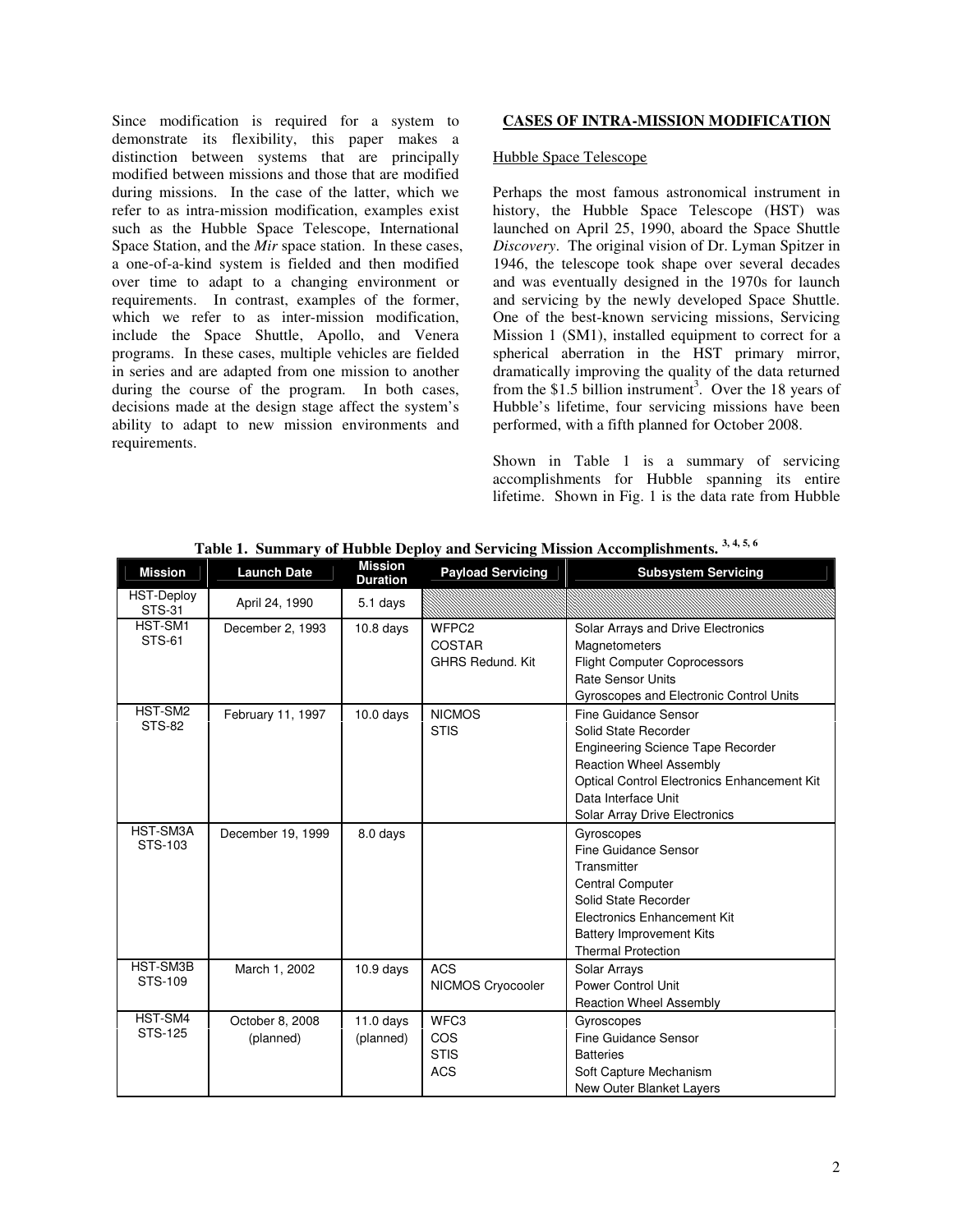Since modification is required for a system to demonstrate its flexibility, this paper makes a distinction between systems that are principally modified between missions and those that are modified during missions. In the case of the latter, which we refer to as intra-mission modification, examples exist such as the Hubble Space Telescope, International Space Station, and the *Mir* space station. In these cases, a one-of-a-kind system is fielded and then modified over time to adapt to a changing environment or requirements. In contrast, examples of the former, which we refer to as inter-mission modification, include the Space Shuttle, Apollo, and Venera programs. In these cases, multiple vehicles are fielded in series and are adapted from one mission to another during the course of the program. In both cases, decisions made at the design stage affect the system's ability to adapt to new mission environments and requirements.

## CASES OF INTRA-MISSION MODIFICATION

### Hubble Space Telescope

Perhaps the most famous astronomical instrument in history, the Hubble Space Telescope (HST) was launched on April 25, 1990, aboard the Space Shuttle *Discovery*. The original vision of Dr. Lyman Spitzer in 1946, the telescope took shape over several decades and was eventually designed in the 1970s for launch and servicing by the newly developed Space Shuttle. One of the best-known servicing missions, Servicing Mission 1 (SM1), installed equipment to correct for a spherical aberration in the HST primary mirror, dramatically improving the quality of the data returned from the $1.5 billion instrument[3]. Over the 18 years of Hubble's lifetime, four servicing missions have been performed, with a fifth planned for October 2008.

Shown in Table 1 is a summary of servicing accomplishments for Hubble spanning its entire lifetime. Shown in Fig. 1 is the data rate from Hubble

**Table 1. Summary of Hubble Deploy and Servicing Mission Accomplishments.** [3, 4, 5, 6]

| Mission | Launch Date | Mission Duration | Payload Servicing | Subsystem Servicing |
|---|---|---|---|---|
| HST-Deploy STS-31 | April 24, 1990 | 5.1 days | | |
| HST-SM1 STS-61 | December 2, 1993 | 10.8 days | WFPC2<br>COSTAR<br>GHRS Redund. Kit | Solar Arrays and Drive Electronics<br>Magnetometers<br>Flight Computer Coprocessors<br>Rate Sensor Units<br>Gyroscopes and Electronic Control Units |
| HST-SM2 STS-82 | February 11, 1997 | 10.0 days | NICMOS<br>STIS | Fine Guidance Sensor<br>Solid State Recorder<br>Engineering Science Tape Recorder<br>Reaction Wheel Assembly<br>Optical Control Electronics Enhancement Kit<br>Data Interface Unit<br>Solar Array Drive Electronics |
| HST-SM3A STS-103 | December 19, 1999 | 8.0 days | | Gyroscopes<br>Fine Guidance Sensor<br>Transmitter<br>Central Computer<br>Solid State Recorder<br>Electronics Enhancement Kit<br>Battery Improvement Kits<br>Thermal Protection |
| HST-SM3B STS-109 | March 1, 2002 | 10.9 days | ACS<br>NICMOS Cryocooler | Solar Arrays<br>Power Control Unit<br>Reaction Wheel Assembly |
| HST-SM4 STS-125 | October 8, 2008 (planned) | 11.0 days (planned) | WFC3<br>COS<br>STIS<br>ACS | Gyroscopes<br>Fine Guidance Sensor<br>Batteries<br>Soft Capture Mechanism<br>New Outer Blanket Layers |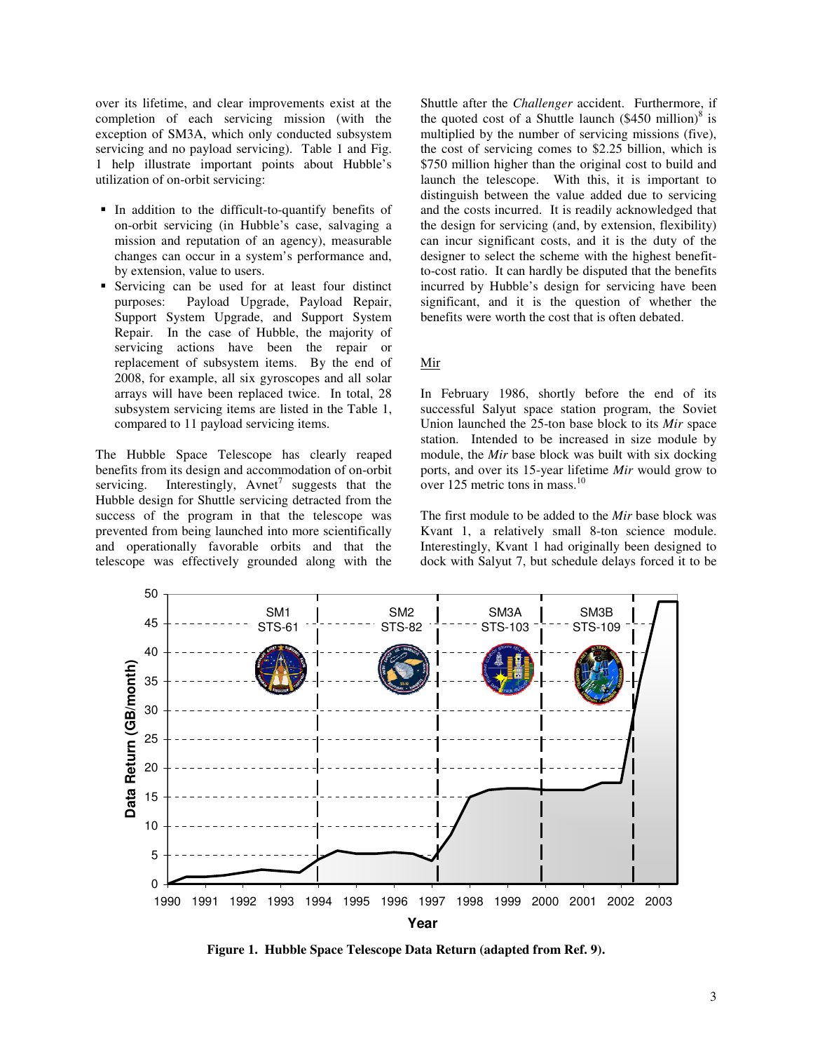over its lifetime, and clear improvements exist at the completion of each servicing mission (with the exception of SM3A, which only conducted subsystem servicing and no payload servicing). Table 1 and Fig. 1 help illustrate important points about Hubble's utilization of on-orbit servicing:

- In addition to the difficult-to-quantify benefits of on-orbit servicing (in Hubble's case, salvaging a mission and reputation of an agency), measurable changes can occur in a system's performance and, by extension, value to users.
- Servicing can be used for at least four distinct purposes: Payload Upgrade, Payload Repair, Support System Upgrade, and Support System Repair. In the case of Hubble, the majority of servicing actions have been the repair or replacement of subsystem items. By the end of 2008, for example, all six gyroscopes and all solar arrays will have been replaced twice. In total, 28 subsystem servicing items are listed in the Table 1, compared to 11 payload servicing items.

The Hubble Space Telescope has clearly reaped benefits from its design and accommodation of on-orbit servicing. Interestingly, Avnet[7] suggests that the Hubble design for Shuttle servicing detracted from the success of the program in that the telescope was prevented from being launched into more scientifically and operationally favorable orbits and that the telescope was effectively grounded along with the Shuttle after the *Challenger* accident. Furthermore, if the quoted cost of a Shuttle launch ($450 million)[8] is multiplied by the number of servicing missions (five), the cost of servicing comes to $2.25 billion, which is $750 million higher than the original cost to build and launch the telescope. With this, it is important to distinguish between the value added due to servicing and the costs incurred. It is readily acknowledged that the design for servicing (and, by extension, flexibility) can incur significant costs, and it is the duty of the designer to select the scheme with the highest benefit-to-cost ratio. It can hardly be disputed that the benefits incurred by Hubble's design for servicing have been significant, and it is the question of whether the benefits were worth the cost that is often debated.

## Mir

In February 1986, shortly before the end of its successful Salyut space station program, the Soviet Union launched the 25-ton base block to its *Mir* space station. Intended to be increased in size module by module, the *Mir* base block was built with six docking ports, and over its 15-year lifetime *Mir* would grow to over 125 metric tons in mass.[10]

The first module to be added to the *Mir* base block was Kvant 1, a relatively small 8-ton science module. Interestingly, Kvant 1 had originally been designed to dock with Salyut 7, but schedule delays forced it to be

**Figure 1. Hubble Space Telescope Data Return (adapted from Ref. 9).**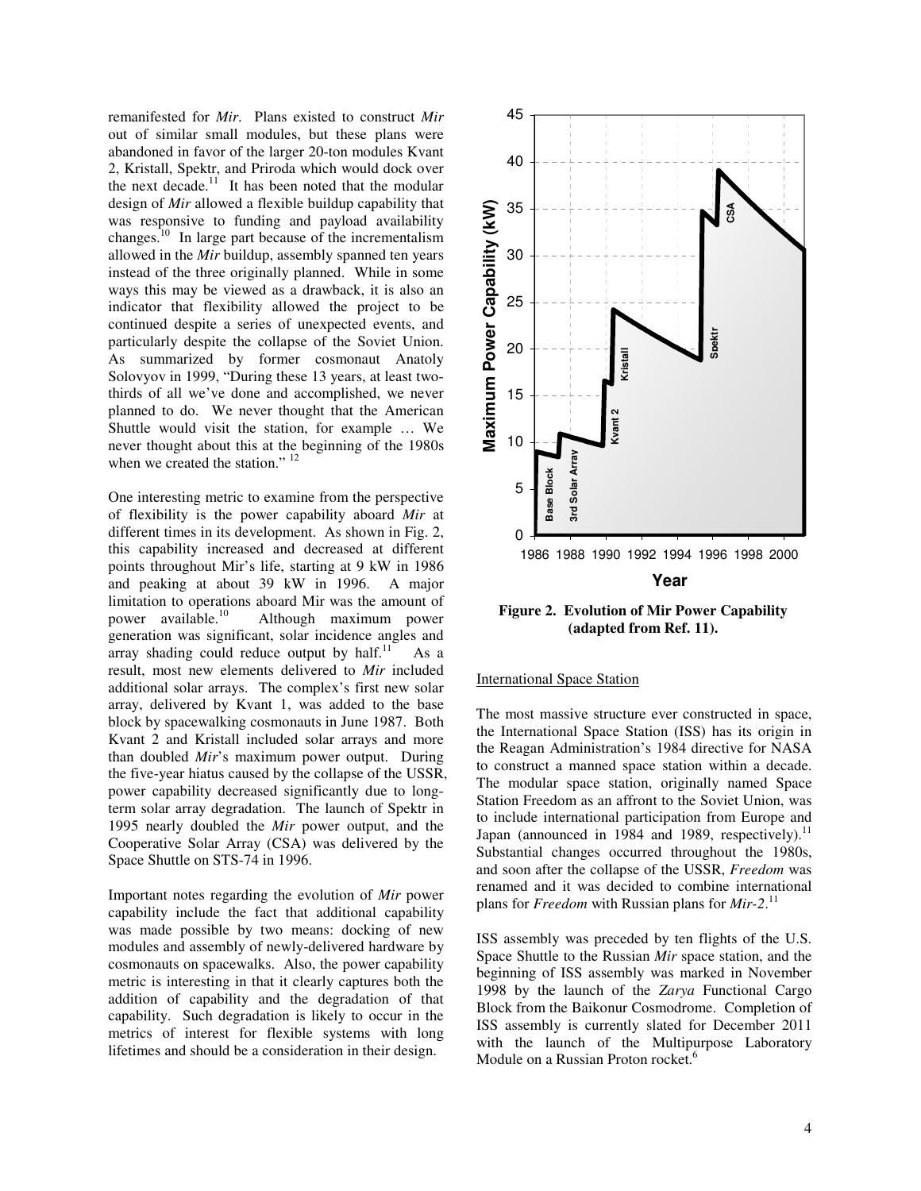remanifested for *Mir*. Plans existed to construct *Mir* out of similar small modules, but these plans were abandoned in favor of the larger 20-ton modules Kvant 2, Kristall, Spektr, and Priroda which would dock over the next decade.[11] It has been noted that the modular design of *Mir* allowed a flexible buildup capability that was responsive to funding and payload availability changes.[10] In large part because of the incrementalism allowed in the *Mir* buildup, assembly spanned ten years instead of the three originally planned. While in some ways this may be viewed as a drawback, it is also an indicator that flexibility allowed the project to be continued despite a series of unexpected events, and particularly despite the collapse of the Soviet Union. As summarized by former cosmonaut Anatoly Solovyov in 1999, "During these 13 years, at least two-thirds of all we've done and accomplished, we never planned to do. We never thought that the American Shuttle would visit the station, for example … We never thought about this at the beginning of the 1980s when we created the station." [12]

One interesting metric to examine from the perspective of flexibility is the power capability aboard *Mir* at different times in its development. As shown in Fig. 2, this capability increased and decreased at different points throughout Mir's life, starting at 9 kW in 1986 and peaking at about 39 kW in 1996. A major limitation to operations aboard Mir was the amount of power available.[10] Although maximum power generation was significant, solar incidence angles and array shading could reduce output by half.[11] As a result, most new elements delivered to *Mir* included additional solar arrays. The complex's first new solar array, delivered by Kvant 1, was added to the base block by spacewalking cosmonauts in June 1987. Both Kvant 2 and Kristall included solar arrays and more than doubled *Mir*'s maximum power output. During the five-year hiatus caused by the collapse of the USSR, power capability decreased significantly due to long-term solar array degradation. The launch of Spektr in 1995 nearly doubled the *Mir* power output, and the Cooperative Solar Array (CSA) was delivered by the Space Shuttle on STS-74 in 1996.

Important notes regarding the evolution of *Mir* power capability include the fact that additional capability was made possible by two means: docking of new modules and assembly of newly-delivered hardware by cosmonauts on spacewalks. Also, the power capability metric is interesting in that it clearly captures both the addition of capability and the degradation of that capability. Such degradation is likely to occur in the metrics of interest for flexible systems with long lifetimes and should be a consideration in their design.

**Figure 2. Evolution of Mir Power Capability (adapted from Ref. 11).**

International Space Station

The most massive structure ever constructed in space, the International Space Station (ISS) has its origin in the Reagan Administration's 1984 directive for NASA to construct a manned space station within a decade. The modular space station, originally named Space Station Freedom as an affront to the Soviet Union, was to include international participation from Europe and Japan (announced in 1984 and 1989, respectively).[11] Substantial changes occurred throughout the 1980s, and soon after the collapse of the USSR, *Freedom* was renamed and it was decided to combine international plans for *Freedom* with Russian plans for *Mir-2*.[11]

ISS assembly was preceded by ten flights of the U.S. Space Shuttle to the Russian *Mir* space station, and the beginning of ISS assembly was marked in November 1998 by the launch of the *Zarya* Functional Cargo Block from the Baikonur Cosmodrome. Completion of ISS assembly is currently slated for December 2011 with the launch of the Multipurpose Laboratory Module on a Russian Proton rocket.[6]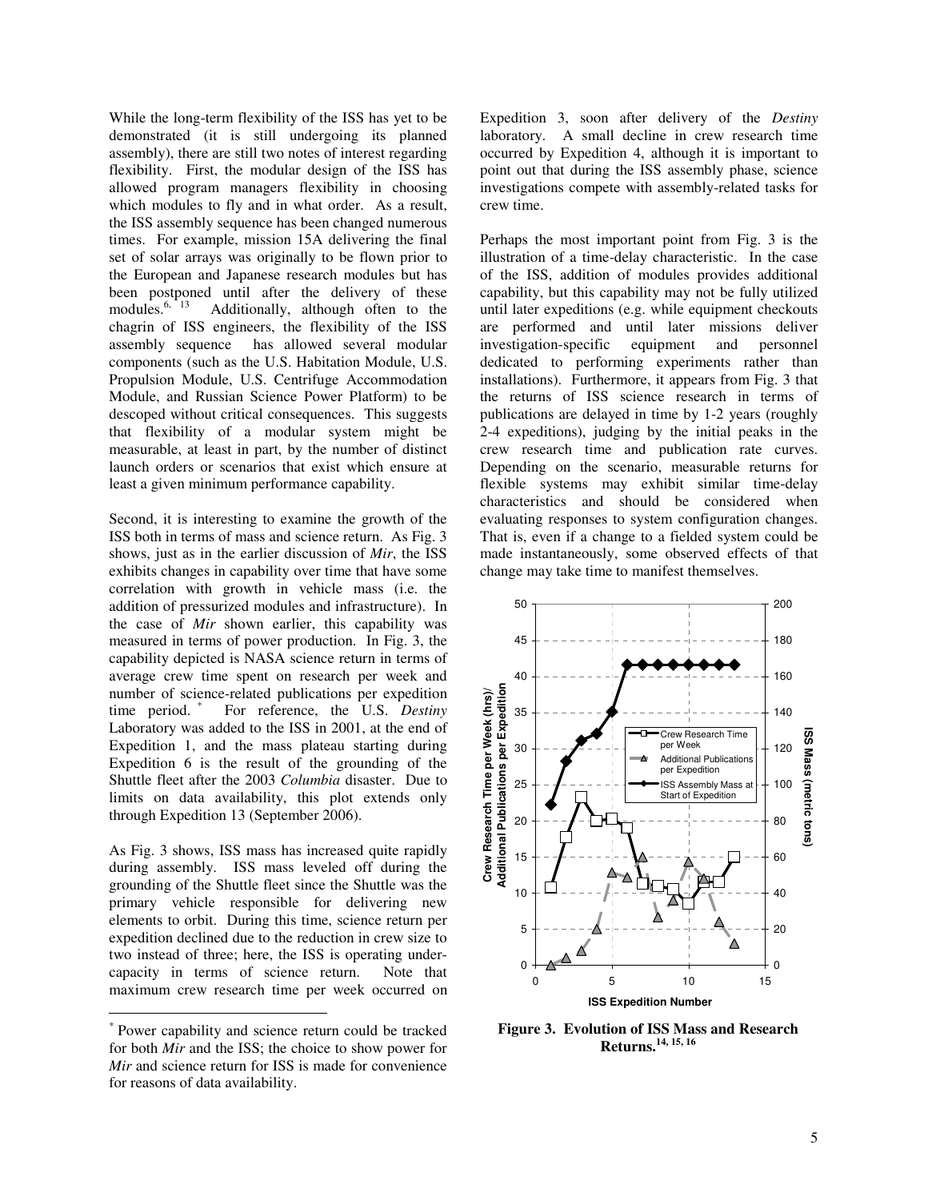While the long-term flexibility of the ISS has yet to be demonstrated (it is still undergoing its planned assembly), there are still two notes of interest regarding flexibility. First, the modular design of the ISS has allowed program managers flexibility in choosing which modules to fly and in what order. As a result, the ISS assembly sequence has been changed numerous times. For example, mission 15A delivering the final set of solar arrays was originally to be flown prior to the European and Japanese research modules but has been postponed until after the delivery of these modules.[6, 13] Additionally, although often to the chagrin of ISS engineers, the flexibility of the ISS assembly sequence has allowed several modular components (such as the U.S. Habitation Module, U.S. Propulsion Module, U.S. Centrifuge Accommodation Module, and Russian Science Power Platform) to be descoped without critical consequences. This suggests that flexibility of a modular system might be measurable, at least in part, by the number of distinct launch orders or scenarios that exist which ensure at least a given minimum performance capability.

Second, it is interesting to examine the growth of the ISS both in terms of mass and science return. As Fig. 3 shows, just as in the earlier discussion of *Mir*, the ISS exhibits changes in capability over time that have some correlation with growth in vehicle mass (i.e. the addition of pressurized modules and infrastructure). In the case of *Mir* shown earlier, this capability was measured in terms of power production. In Fig. 3, the capability depicted is NASA science return in terms of average crew time spent on research per week and number of science-related publications per expedition time period.* For reference, the U.S. *Destiny* Laboratory was added to the ISS in 2001, at the end of Expedition 1, and the mass plateau starting during Expedition 6 is the result of the grounding of the Shuttle fleet after the 2003 *Columbia* disaster. Due to limits on data availability, this plot extends only through Expedition 13 (September 2006).

As Fig. 3 shows, ISS mass has increased quite rapidly during assembly. ISS mass leveled off during the grounding of the Shuttle fleet since the Shuttle was the primary vehicle responsible for delivering new elements to orbit. During this time, science return per expedition declined due to the reduction in crew size to two instead of three; here, the ISS is operating under-capacity in terms of science return. Note that maximum crew research time per week occurred on Expedition 3, soon after delivery of the *Destiny* laboratory. A small decline in crew research time occurred by Expedition 4, although it is important to point out that during the ISS assembly phase, science investigations compete with assembly-related tasks for crew time.

Perhaps the most important point from Fig. 3 is the illustration of a time-delay characteristic. In the case of the ISS, addition of modules provides additional capability, but this capability may not be fully utilized until later expeditions (e.g. while equipment checkouts are performed and until later missions deliver investigation-specific equipment and personnel dedicated to performing experiments rather than installations). Furthermore, it appears from Fig. 3 that the returns of ISS science research in terms of publications are delayed in time by 1-2 years (roughly 2-4 expeditions), judging by the initial peaks in the crew research time and publication rate curves. Depending on the scenario, measurable returns for flexible systems may exhibit similar time-delay characteristics and should be considered when evaluating responses to system configuration changes. That is, even if a change to a fielded system could be made instantaneously, some observed effects of that change may take time to manifest themselves.

**Figure 3. Evolution of ISS Mass and Research Returns.[14, 15, 16]**

---

* Power capability and science return could be tracked for both *Mir* and the ISS; the choice to show power for *Mir* and science return for ISS is made for convenience for reasons of data availability.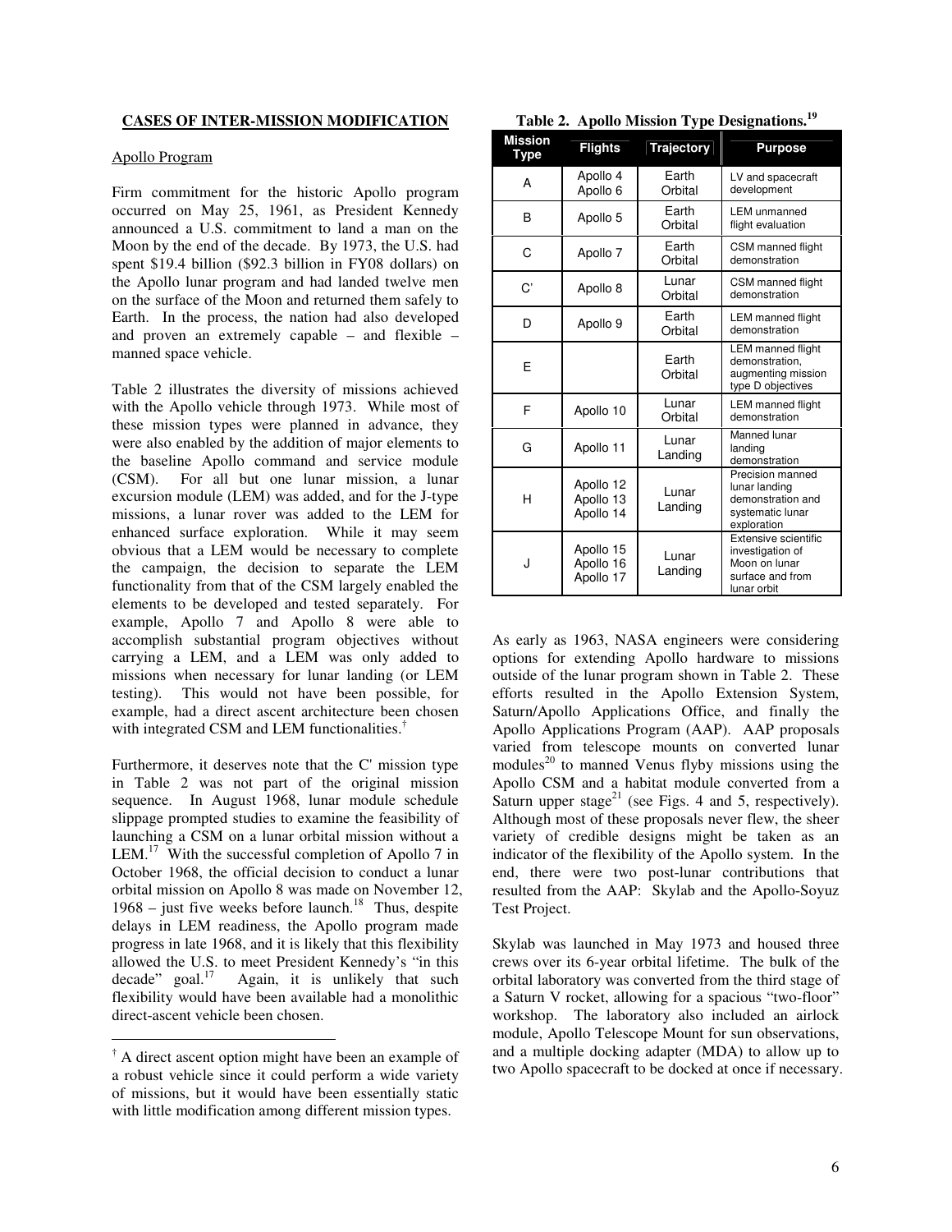**CASES OF INTER-MISSION MODIFICATION**

Apollo Program

Firm commitment for the historic Apollo program occurred on May 25, 1961, as President Kennedy announced a U.S. commitment to land a man on the Moon by the end of the decade. By 1973, the U.S. had spent \$19.4 billion (\$92.3 billion in FY08 dollars) on the Apollo lunar program and had landed twelve men on the surface of the Moon and returned them safely to Earth. In the process, the nation had also developed and proven an extremely capable – and flexible – manned space vehicle.

Table 2 illustrates the diversity of missions achieved with the Apollo vehicle through 1973. While most of these mission types were planned in advance, they were also enabled by the addition of major elements to the baseline Apollo command and service module (CSM). For all but one lunar mission, a lunar excursion module (LEM) was added, and for the J-type missions, a lunar rover was added to the LEM for enhanced surface exploration. While it may seem obvious that a LEM would be necessary to complete the campaign, the decision to separate the LEM functionality from that of the CSM largely enabled the elements to be developed and tested separately. For example, Apollo 7 and Apollo 8 were able to accomplish substantial program objectives without carrying a LEM, and a LEM was only added to missions when necessary for lunar landing (or LEM testing). This would not have been possible, for example, had a direct ascent architecture been chosen with integrated CSM and LEM functionalities.†

Furthermore, it deserves note that the C' mission type in Table 2 was not part of the original mission sequence. In August 1968, lunar module schedule slippage prompted studies to examine the feasibility of launching a CSM on a lunar orbital mission without a LEM.[17] With the successful completion of Apollo 7 in October 1968, the official decision to conduct a lunar orbital mission on Apollo 8 was made on November 12, 1968 – just five weeks before launch.[18] Thus, despite delays in LEM readiness, the Apollo program made progress in late 1968, and it is likely that this flexibility allowed the U.S. to meet President Kennedy's "in this decade" goal.[17] Again, it is unlikely that such flexibility would have been available had a monolithic direct-ascent vehicle been chosen.

† A direct ascent option might have been an example of a robust vehicle since it could perform a wide variety of missions, but it would have been essentially static with little modification among different mission types.

**Table 2. Apollo Mission Type Designations.[19]**

| Mission Type | Flights | Trajectory | Purpose |
|---|---|---|---|
| A | Apollo 4<br>Apollo 6 | Earth Orbital | LV and spacecraft development |
| B | Apollo 5 | Earth Orbital | LEM unmanned flight evaluation |
| C | Apollo 7 | Earth Orbital | CSM manned flight demonstration |
| C' | Apollo 8 | Lunar Orbital | CSM manned flight demonstration |
| D | Apollo 9 | Earth Orbital | LEM manned flight demonstration |
| E | | Earth Orbital | LEM manned flight demonstration, augmenting mission type D objectives |
| F | Apollo 10 | Lunar Orbital | LEM manned flight demonstration |
| G | Apollo 11 | Lunar Landing | Manned lunar landing demonstration |
| H | Apollo 12<br>Apollo 13<br>Apollo 14 | Lunar Landing | Precision manned lunar landing demonstration and systematic lunar exploration |
| J | Apollo 15<br>Apollo 16<br>Apollo 17 | Lunar Landing | Extensive scientific investigation of Moon on lunar surface and from lunar orbit |

As early as 1963, NASA engineers were considering options for extending Apollo hardware to missions outside of the lunar program shown in Table 2. These efforts resulted in the Apollo Extension System, Saturn/Apollo Applications Office, and finally the Apollo Applications Program (AAP). AAP proposals varied from telescope mounts on converted lunar modules[20] to manned Venus flyby missions using the Apollo CSM and a habitat module converted from a Saturn upper stage[21] (see Figs. 4 and 5, respectively). Although most of these proposals never flew, the sheer variety of credible designs might be taken as an indicator of the flexibility of the Apollo system. In the end, there were two post-lunar contributions that resulted from the AAP: Skylab and the Apollo-Soyuz Test Project.

Skylab was launched in May 1973 and housed three crews over its 6-year orbital lifetime. The bulk of the orbital laboratory was converted from the third stage of a Saturn V rocket, allowing for a spacious "two-floor" workshop. The laboratory also included an airlock module, Apollo Telescope Mount for sun observations, and a multiple docking adapter (MDA) to allow up to two Apollo spacecraft to be docked at once if necessary.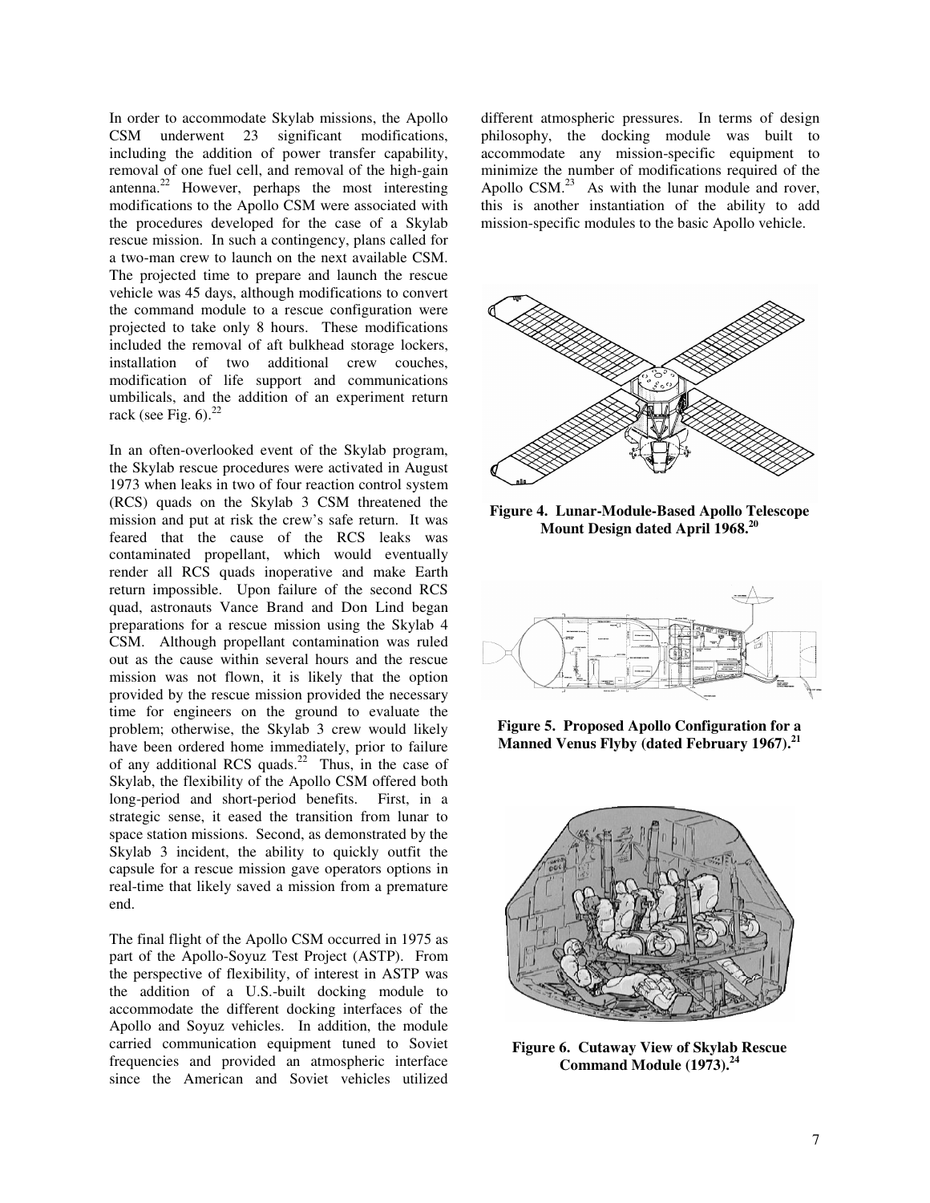In order to accommodate Skylab missions, the Apollo CSM underwent 23 significant modifications, including the addition of power transfer capability, removal of one fuel cell, and removal of the high-gain antenna.[22] However, perhaps the most interesting modifications to the Apollo CSM were associated with the procedures developed for the case of a Skylab rescue mission. In such a contingency, plans called for a two-man crew to launch on the next available CSM. The projected time to prepare and launch the rescue vehicle was 45 days, although modifications to convert the command module to a rescue configuration were projected to take only 8 hours. These modifications included the removal of aft bulkhead storage lockers, installation of two additional crew couches, modification of life support and communications umbilicals, and the addition of an experiment return rack (see Fig. 6).[22]

In an often-overlooked event of the Skylab program, the Skylab rescue procedures were activated in August 1973 when leaks in two of four reaction control system (RCS) quads on the Skylab 3 CSM threatened the mission and put at risk the crew's safe return. It was feared that the cause of the RCS leaks was contaminated propellant, which would eventually render all RCS quads inoperative and make Earth return impossible. Upon failure of the second RCS quad, astronauts Vance Brand and Don Lind began preparations for a rescue mission using the Skylab 4 CSM. Although propellant contamination was ruled out as the cause within several hours and the rescue mission was not flown, it is likely that the option provided by the rescue mission provided the necessary time for engineers on the ground to evaluate the problem; otherwise, the Skylab 3 crew would likely have been ordered home immediately, prior to failure of any additional RCS quads.[22] Thus, in the case of Skylab, the flexibility of the Apollo CSM offered both long-period and short-period benefits. First, in a strategic sense, it eased the transition from lunar to space station missions. Second, as demonstrated by the Skylab 3 incident, the ability to quickly outfit the capsule for a rescue mission gave operators options in real-time that likely saved a mission from a premature end.

The final flight of the Apollo CSM occurred in 1975 as part of the Apollo-Soyuz Test Project (ASTP). From the perspective of flexibility, of interest in ASTP was the addition of a U.S.-built docking module to accommodate the different docking interfaces of the Apollo and Soyuz vehicles. In addition, the module carried communication equipment tuned to Soviet frequencies and provided an atmospheric interface since the American and Soviet vehicles utilized different atmospheric pressures. In terms of design philosophy, the docking module was built to accommodate any mission-specific equipment to minimize the number of modifications required of the Apollo CSM.[23] As with the lunar module and rover, this is another instantiation of the ability to add mission-specific modules to the basic Apollo vehicle.

**Figure 4. Lunar-Module-Based Apollo Telescope Mount Design dated April 1968.[20]**

**Figure 5. Proposed Apollo Configuration for a Manned Venus Flyby (dated February 1967).[21]**

**Figure 6. Cutaway View of Skylab Rescue Command Module (1973).[24]**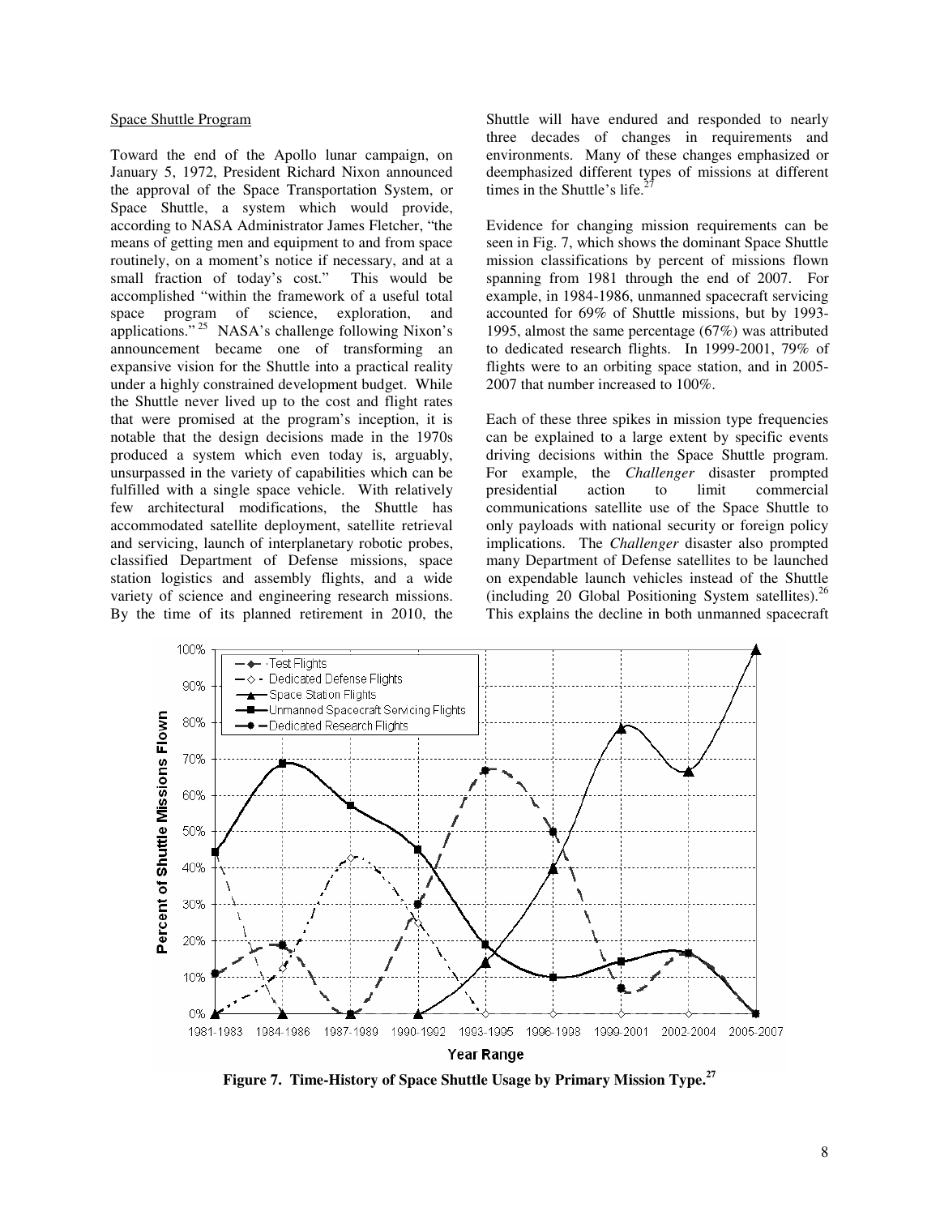### Space Shuttle Program

Toward the end of the Apollo lunar campaign, on January 5, 1972, President Richard Nixon announced the approval of the Space Transportation System, or Space Shuttle, a system which would provide, according to NASA Administrator James Fletcher, "the means of getting men and equipment to and from space routinely, on a moment's notice if necessary, and at a small fraction of today's cost." This would be accomplished "within the framework of a useful total space program of science, exploration, and applications."[25] NASA's challenge following Nixon's announcement became one of transforming an expansive vision for the Shuttle into a practical reality under a highly constrained development budget. While the Shuttle never lived up to the cost and flight rates that were promised at the program's inception, it is notable that the design decisions made in the 1970s produced a system which even today is, arguably, unsurpassed in the variety of capabilities which can be fulfilled with a single space vehicle. With relatively few architectural modifications, the Shuttle has accommodated satellite deployment, satellite retrieval and servicing, launch of interplanetary robotic probes, classified Department of Defense missions, space station logistics and assembly flights, and a wide variety of science and engineering research missions. By the time of its planned retirement in 2010, the Shuttle will have endured and responded to nearly three decades of changes in requirements and environments. Many of these changes emphasized or deemphasized different types of missions at different times in the Shuttle's life.[27]

Evidence for changing mission requirements can be seen in Fig. 7, which shows the dominant Space Shuttle mission classifications by percent of missions flown spanning from 1981 through the end of 2007. For example, in 1984-1986, unmanned spacecraft servicing accounted for 69% of Shuttle missions, but by 1993-1995, almost the same percentage (67%) was attributed to dedicated research flights. In 1999-2001, 79% of flights were to an orbiting space station, and in 2005-2007 that number increased to 100%.

Each of these three spikes in mission type frequencies can be explained to a large extent by specific events driving decisions within the Space Shuttle program. For example, the *Challenger* disaster prompted presidential action to limit commercial communications satellite use of the Space Shuttle to only payloads with national security or foreign policy implications. The *Challenger* disaster also prompted many Department of Defense satellites to be launched on expendable launch vehicles instead of the Shuttle (including 20 Global Positioning System satellites).[26] This explains the decline in both unmanned spacecraft

**Figure 7. Time-History of Space Shuttle Usage by Primary Mission Type.[27]**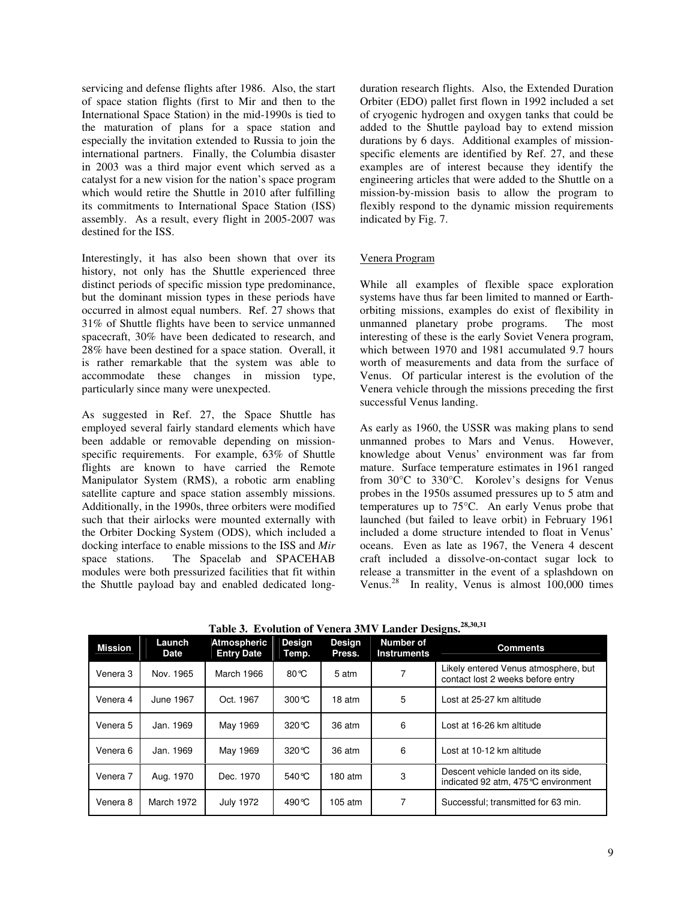servicing and defense flights after 1986. Also, the start of space station flights (first to Mir and then to the International Space Station) in the mid-1990s is tied to the maturation of plans for a space station and especially the invitation extended to Russia to join the international partners. Finally, the Columbia disaster in 2003 was a third major event which served as a catalyst for a new vision for the nation's space program which would retire the Shuttle in 2010 after fulfilling its commitments to International Space Station (ISS) assembly. As a result, every flight in 2005-2007 was destined for the ISS.

Interestingly, it has also been shown that over its history, not only has the Shuttle experienced three distinct periods of specific mission type predominance, but the dominant mission types in these periods have occurred in almost equal numbers. Ref. 27 shows that 31% of Shuttle flights have been to service unmanned spacecraft, 30% have been dedicated to research, and 28% have been destined for a space station. Overall, it is rather remarkable that the system was able to accommodate these changes in mission type, particularly since many were unexpected.

As suggested in Ref. 27, the Space Shuttle has employed several fairly standard elements which have been addable or removable depending on mission-specific requirements. For example, 63% of Shuttle flights are known to have carried the Remote Manipulator System (RMS), a robotic arm enabling satellite capture and space station assembly missions. Additionally, in the 1990s, three orbiters were modified such that their airlocks were mounted externally with the Orbiter Docking System (ODS), which included a docking interface to enable missions to the ISS and *Mir* space stations. The Spacelab and SPACEHAB modules were both pressurized facilities that fit within the Shuttle payload bay and enabled dedicated long-duration research flights. Also, the Extended Duration Orbiter (EDO) pallet first flown in 1992 included a set of cryogenic hydrogen and oxygen tanks that could be added to the Shuttle payload bay to extend mission durations by 6 days. Additional examples of mission-specific elements are identified by Ref. 27, and these examples are of interest because they identify the engineering articles that were added to the Shuttle on a mission-by-mission basis to allow the program to flexibly respond to the dynamic mission requirements indicated by Fig. 7.

## Venera Program

While all examples of flexible space exploration systems have thus far been limited to manned or Earth-orbiting missions, examples do exist of flexibility in unmanned planetary probe programs. The most interesting of these is the early Soviet Venera program, which between 1970 and 1981 accumulated 9.7 hours worth of measurements and data from the surface of Venus. Of particular interest is the evolution of the Venera vehicle through the missions preceding the first successful Venus landing.

As early as 1960, the USSR was making plans to send unmanned probes to Mars and Venus. However, knowledge about Venus' environment was far from mature. Surface temperature estimates in 1961 ranged from 30°C to 330°C. Korolev's designs for Venus probes in the 1950s assumed pressures up to 5 atm and temperatures up to 75°C. An early Venus probe that launched (but failed to leave orbit) in February 1961 included a dome structure intended to float in Venus' oceans. Even as late as 1967, the Venera 4 descent craft included a dissolve-on-contact sugar lock to release a transmitter in the event of a splashdown on Venus.[28] In reality, Venus is almost 100,000 times

**Table 3. Evolution of Venera 3MV Lander Designs.[28,30,31]**

| Mission | Launch Date | Atmospheric Entry Date | Design Temp. | Design Press. | Number of Instruments | Comments |
|---|---|---|---|---|---|---|
| Venera 3 | Nov. 1965 | March 1966 | 80°C | 5 atm | 7 | Likely entered Venus atmosphere, but contact lost 2 weeks before entry |
| Venera 4 | June 1967 | Oct. 1967 | 300°C | 18 atm | 5 | Lost at 25-27 km altitude |
| Venera 5 | Jan. 1969 | May 1969 | 320°C | 36 atm | 6 | Lost at 16-26 km altitude |
| Venera 6 | Jan. 1969 | May 1969 | 320°C | 36 atm | 6 | Lost at 10-12 km altitude |
| Venera 7 | Aug. 1970 | Dec. 1970 | 540°C | 180 atm | 3 | Descent vehicle landed on its side, indicated 92 atm, 475°C environment |
| Venera 8 | March 1972 | July 1972 | 490°C | 105 atm | 7 | Successful; transmitted for 63 min. |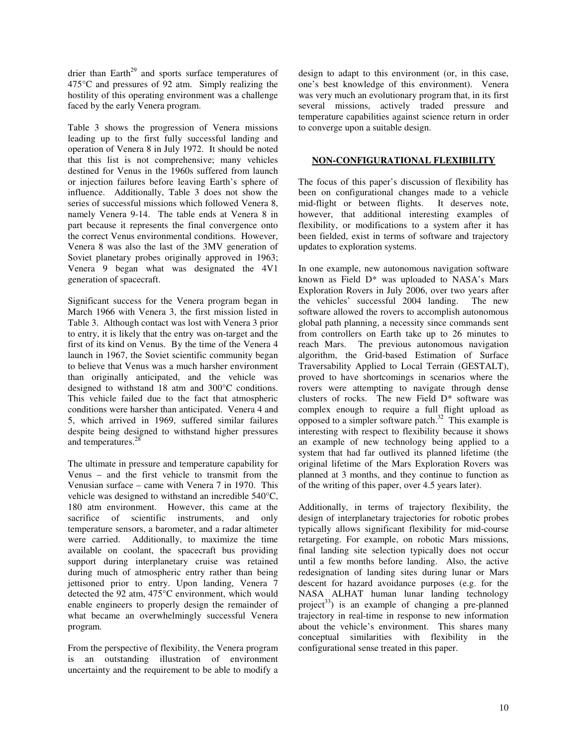drier than Earth[29] and sports surface temperatures of 475°C and pressures of 92 atm. Simply realizing the hostility of this operating environment was a challenge faced by the early Venera program.

Table 3 shows the progression of Venera missions leading up to the first fully successful landing and operation of Venera 8 in July 1972. It should be noted that this list is not comprehensive; many vehicles destined for Venus in the 1960s suffered from launch or injection failures before leaving Earth's sphere of influence. Additionally, Table 3 does not show the series of successful missions which followed Venera 8, namely Venera 9-14. The table ends at Venera 8 in part because it represents the final convergence onto the correct Venus environmental conditions. However, Venera 8 was also the last of the 3MV generation of Soviet planetary probes originally approved in 1963; Venera 9 began what was designated the 4V1 generation of spacecraft.

Significant success for the Venera program began in March 1966 with Venera 3, the first mission listed in Table 3. Although contact was lost with Venera 3 prior to entry, it is likely that the entry was on-target and the first of its kind on Venus. By the time of the Venera 4 launch in 1967, the Soviet scientific community began to believe that Venus was a much harsher environment than originally anticipated, and the vehicle was designed to withstand 18 atm and 300°C conditions. This vehicle failed due to the fact that atmospheric conditions were harsher than anticipated. Venera 4 and 5, which arrived in 1969, suffered similar failures despite being designed to withstand higher pressures and temperatures.[28]

The ultimate in pressure and temperature capability for Venus – and the first vehicle to transmit from the Venusian surface – came with Venera 7 in 1970. This vehicle was designed to withstand an incredible 540°C, 180 atm environment. However, this came at the sacrifice of scientific instruments, and only temperature sensors, a barometer, and a radar altimeter were carried. Additionally, to maximize the time available on coolant, the spacecraft bus providing support during interplanetary cruise was retained during much of atmospheric entry rather than being jettisoned prior to entry. Upon landing, Venera 7 detected the 92 atm, 475°C environment, which would enable engineers to properly design the remainder of what became an overwhelmingly successful Venera program.

From the perspective of flexibility, the Venera program is an outstanding illustration of environment uncertainty and the requirement to be able to modify a design to adapt to this environment (or, in this case, one's best knowledge of this environment). Venera was very much an evolutionary program that, in its first several missions, actively traded pressure and temperature capabilities against science return in order to converge upon a suitable design.

## NON-CONFIGURATIONAL FLEXIBILITY

The focus of this paper's discussion of flexibility has been on configurational changes made to a vehicle mid-flight or between flights. It deserves note, however, that additional interesting examples of flexibility, or modifications to a system after it has been fielded, exist in terms of software and trajectory updates to exploration systems.

In one example, new autonomous navigation software known as Field D* was uploaded to NASA's Mars Exploration Rovers in July 2006, over two years after the vehicles' successful 2004 landing. The new software allowed the rovers to accomplish autonomous global path planning, a necessity since commands sent from controllers on Earth take up to 26 minutes to reach Mars. The previous autonomous navigation algorithm, the Grid-based Estimation of Surface Traversability Applied to Local Terrain (GESTALT), proved to have shortcomings in scenarios where the rovers were attempting to navigate through dense clusters of rocks. The new Field D* software was complex enough to require a full flight upload as opposed to a simpler software patch.[32] This example is interesting with respect to flexibility because it shows an example of new technology being applied to a system that had far outlived its planned lifetime (the original lifetime of the Mars Exploration Rovers was planned at 3 months, and they continue to function as of the writing of this paper, over 4.5 years later).

Additionally, in terms of trajectory flexibility, the design of interplanetary trajectories for robotic probes typically allows significant flexibility for mid-course retargeting. For example, on robotic Mars missions, final landing site selection typically does not occur until a few months before landing. Also, the active redesignation of landing sites during lunar or Mars descent for hazard avoidance purposes (e.g. for the NASA ALHAT human lunar landing technology project[33]) is an example of changing a pre-planned trajectory in real-time in response to new information about the vehicle's environment. This shares many conceptual similarities with flexibility in the configurational sense treated in this paper.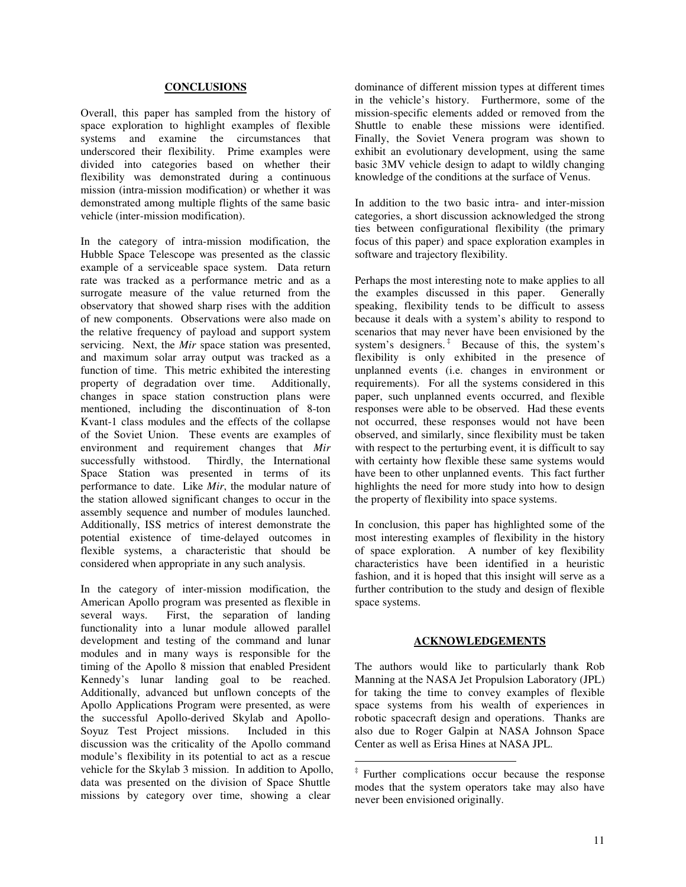## CONCLUSIONS

Overall, this paper has sampled from the history of space exploration to highlight examples of flexible systems and examine the circumstances that underscored their flexibility. Prime examples were divided into categories based on whether their flexibility was demonstrated during a continuous mission (intra-mission modification) or whether it was demonstrated among multiple flights of the same basic vehicle (inter-mission modification).

In the category of intra-mission modification, the Hubble Space Telescope was presented as the classic example of a serviceable space system. Data return rate was tracked as a performance metric and as a surrogate measure of the value returned from the observatory that showed sharp rises with the addition of new components. Observations were also made on the relative frequency of payload and support system servicing. Next, the *Mir* space station was presented, and maximum solar array output was tracked as a function of time. This metric exhibited the interesting property of degradation over time. Additionally, changes in space station construction plans were mentioned, including the discontinuation of 8-ton Kvant-1 class modules and the effects of the collapse of the Soviet Union. These events are examples of environment and requirement changes that *Mir* successfully withstood. Thirdly, the International Space Station was presented in terms of its performance to date. Like *Mir*, the modular nature of the station allowed significant changes to occur in the assembly sequence and number of modules launched. Additionally, ISS metrics of interest demonstrate the potential existence of time-delayed outcomes in flexible systems, a characteristic that should be considered when appropriate in any such analysis.

In the category of inter-mission modification, the American Apollo program was presented as flexible in several ways. First, the separation of landing functionality into a lunar module allowed parallel development and testing of the command and lunar modules and in many ways is responsible for the timing of the Apollo 8 mission that enabled President Kennedy's lunar landing goal to be reached. Additionally, advanced but unflown concepts of the Apollo Applications Program were presented, as were the successful Apollo-derived Skylab and Apollo-Soyuz Test Project missions. Included in this discussion was the criticality of the Apollo command module's flexibility in its potential to act as a rescue vehicle for the Skylab 3 mission. In addition to Apollo, data was presented on the division of Space Shuttle missions by category over time, showing a clear dominance of different mission types at different times in the vehicle's history. Furthermore, some of the mission-specific elements added or removed from the Shuttle to enable these missions were identified. Finally, the Soviet Venera program was shown to exhibit an evolutionary development, using the same basic 3MV vehicle design to adapt to wildly changing knowledge of the conditions at the surface of Venus.

In addition to the two basic intra- and inter-mission categories, a short discussion acknowledged the strong ties between configurational flexibility (the primary focus of this paper) and space exploration examples in software and trajectory flexibility.

Perhaps the most interesting note to make applies to all the examples discussed in this paper. Generally speaking, flexibility tends to be difficult to assess because it deals with a system's ability to respond to scenarios that may never have been envisioned by the system's designers.[‡] Because of this, the system's flexibility is only exhibited in the presence of unplanned events (i.e. changes in environment or requirements). For all the systems considered in this paper, such unplanned events occurred, and flexible responses were able to be observed. Had these events not occurred, these responses would not have been observed, and similarly, since flexibility must be taken with respect to the perturbing event, it is difficult to say with certainty how flexible these same systems would have been to other unplanned events. This fact further highlights the need for more study into how to design the property of flexibility into space systems.

In conclusion, this paper has highlighted some of the most interesting examples of flexibility in the history of space exploration. A number of key flexibility characteristics have been identified in a heuristic fashion, and it is hoped that this insight will serve as a further contribution to the study and design of flexible space systems.

## ACKNOWLEDGEMENTS

The authors would like to particularly thank Rob Manning at the NASA Jet Propulsion Laboratory (JPL) for taking the time to convey examples of flexible space systems from his wealth of experiences in robotic spacecraft design and operations. Thanks are also due to Roger Galpin at NASA Johnson Space Center as well as Erisa Hines at NASA JPL.

---

[‡] Further complications occur because the response modes that the system operators take may also have never been envisioned originally.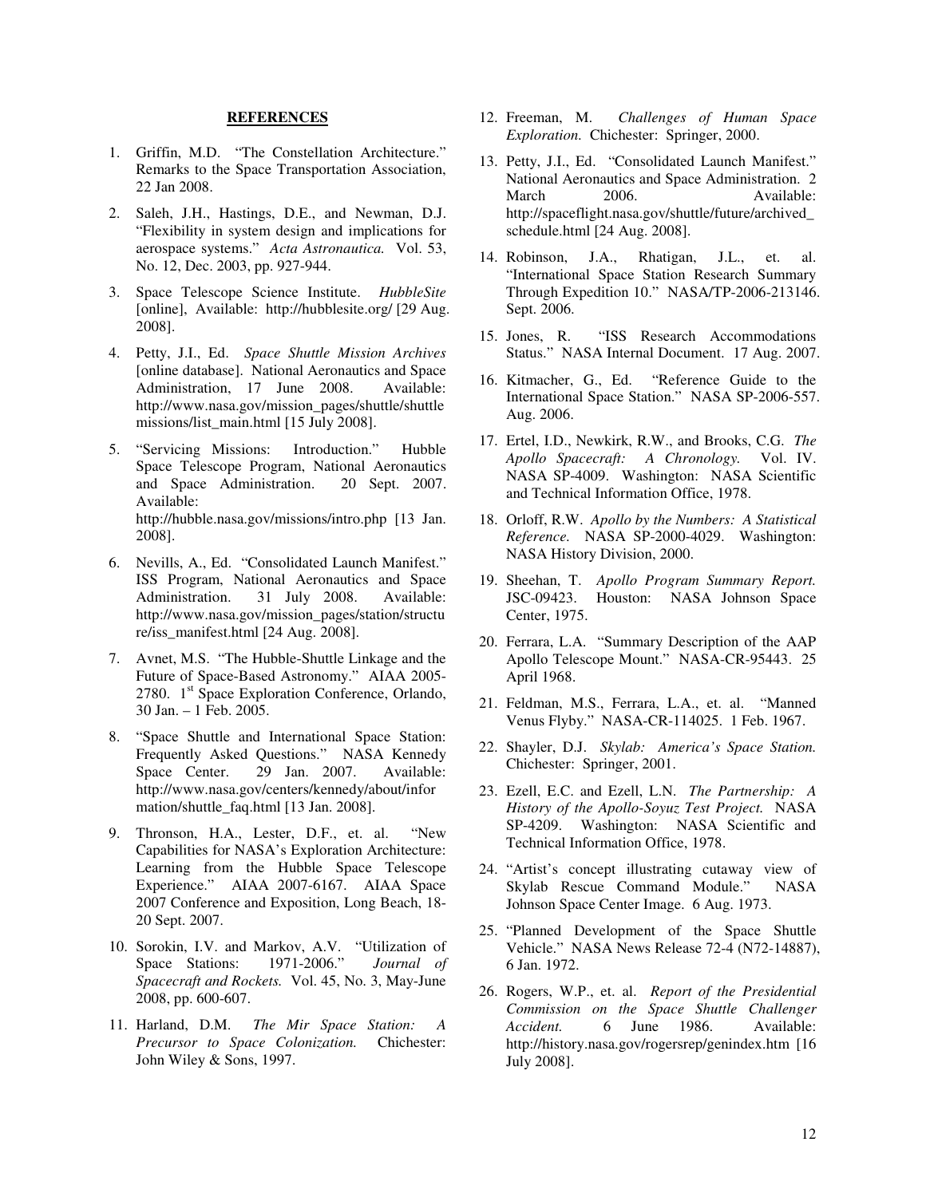## REFERENCES

1. Griffin, M.D. "The Constellation Architecture." Remarks to the Space Transportation Association, 22 Jan 2008.
2. Saleh, J.H., Hastings, D.E., and Newman, D.J. "Flexibility in system design and implications for aerospace systems." *Acta Astronautica.* Vol. 53, No. 12, Dec. 2003, pp. 927-944.
3. Space Telescope Science Institute. *HubbleSite* [online], Available: http://hubblesite.org/ [29 Aug. 2008].
4. Petty, J.I., Ed. *Space Shuttle Mission Archives* [online database]. National Aeronautics and Space Administration, 17 June 2008. Available: http://www.nasa.gov/mission_pages/shuttle/shuttlemissions/list_main.html [15 July 2008].
5. "Servicing Missions: Introduction." Hubble Space Telescope Program, National Aeronautics and Space Administration. 20 Sept. 2007. Available: http://hubble.nasa.gov/missions/intro.php [13 Jan. 2008].
6. Nevills, A., Ed. "Consolidated Launch Manifest." ISS Program, National Aeronautics and Space Administration. 31 July 2008. Available: http://www.nasa.gov/mission_pages/station/structure/iss_manifest.html [24 Aug. 2008].
7. Avnet, M.S. "The Hubble-Shuttle Linkage and the Future of Space-Based Astronomy." AIAA 2005-2780. 1st Space Exploration Conference, Orlando, 30 Jan. – 1 Feb. 2005.
8. "Space Shuttle and International Space Station: Frequently Asked Questions." NASA Kennedy Space Center. 29 Jan. 2007. Available: http://www.nasa.gov/centers/kennedy/about/information/shuttle_faq.html [13 Jan. 2008].
9. Thronson, H.A., Lester, D.F., et. al. "New Capabilities for NASA's Exploration Architecture: Learning from the Hubble Space Telescope Experience." AIAA 2007-6167. AIAA Space 2007 Conference and Exposition, Long Beach, 18-20 Sept. 2007.
10. Sorokin, I.V. and Markov, A.V. "Utilization of Space Stations: 1971-2006." *Journal of Spacecraft and Rockets.* Vol. 45, No. 3, May-June 2008, pp. 600-607.
11. Harland, D.M. *The Mir Space Station: A Precursor to Space Colonization.* Chichester: John Wiley & Sons, 1997.
12. Freeman, M. *Challenges of Human Space Exploration.* Chichester: Springer, 2000.
13. Petty, J.I., Ed. "Consolidated Launch Manifest." National Aeronautics and Space Administration. 2 March 2006. Available: http://spaceflight.nasa.gov/shuttle/future/archived_schedule.html [24 Aug. 2008].
14. Robinson, J.A., Rhatigan, J.L., et. al. "International Space Station Research Summary Through Expedition 10." NASA/TP-2006-213146. Sept. 2006.
15. Jones, R. "ISS Research Accommodations Status." NASA Internal Document. 17 Aug. 2007.
16. Kitmacher, G., Ed. "Reference Guide to the International Space Station." NASA SP-2006-557. Aug. 2006.
17. Ertel, I.D., Newkirk, R.W., and Brooks, C.G. *The Apollo Spacecraft: A Chronology.* Vol. IV. NASA SP-4009. Washington: NASA Scientific and Technical Information Office, 1978.
18. Orloff, R.W. *Apollo by the Numbers: A Statistical Reference.* NASA SP-2000-4029. Washington: NASA History Division, 2000.
19. Sheehan, T. *Apollo Program Summary Report.* JSC-09423. Houston: NASA Johnson Space Center, 1975.
20. Ferrara, L.A. "Summary Description of the AAP Apollo Telescope Mount." NASA-CR-95443. 25 April 1968.
21. Feldman, M.S., Ferrara, L.A., et. al. "Manned Venus Flyby." NASA-CR-114025. 1 Feb. 1967.
22. Shayler, D.J. *Skylab: America's Space Station.* Chichester: Springer, 2001.
23. Ezell, E.C. and Ezell, L.N. *The Partnership: A History of the Apollo-Soyuz Test Project.* NASA SP-4209. Washington: NASA Scientific and Technical Information Office, 1978.
24. "Artist's concept illustrating cutaway view of Skylab Rescue Command Module." NASA Johnson Space Center Image. 6 Aug. 1973.
25. "Planned Development of the Space Shuttle Vehicle." NASA News Release 72-4 (N72-14887), 6 Jan. 1972.
26. Rogers, W.P., et. al. *Report of the Presidential Commission on the Space Shuttle Challenger Accident.* 6 June 1986. Available: http://history.nasa.gov/rogersrep/genindex.htm [16 July 2008].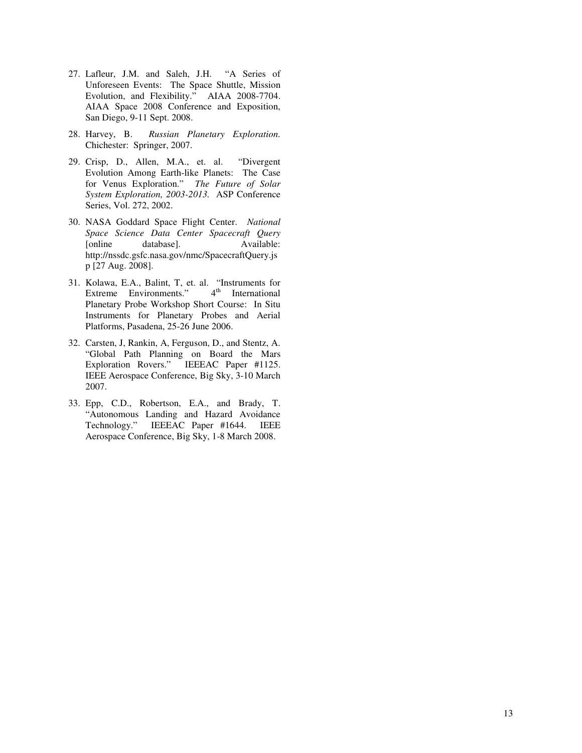27. Lafleur, J.M. and Saleh, J.H. "A Series of Unforeseen Events: The Space Shuttle, Mission Evolution, and Flexibility." AIAA 2008-7704. AIAA Space 2008 Conference and Exposition, San Diego, 9-11 Sept. 2008.

28. Harvey, B. *Russian Planetary Exploration.* Chichester: Springer, 2007.

29. Crisp, D., Allen, M.A., et. al. "Divergent Evolution Among Earth-like Planets: The Case for Venus Exploration." *The Future of Solar System Exploration, 2003-2013.* ASP Conference Series, Vol. 272, 2002.

30. NASA Goddard Space Flight Center. *National Space Science Data Center Spacecraft Query* [online database]. Available: http://nssdc.gsfc.nasa.gov/nmc/SpacecraftQuery.jsp [27 Aug. 2008].

31. Kolawa, E.A., Balint, T, et. al. "Instruments for Extreme Environments." 4th International Planetary Probe Workshop Short Course: In Situ Instruments for Planetary Probes and Aerial Platforms, Pasadena, 25-26 June 2006.

32. Carsten, J, Rankin, A, Ferguson, D., and Stentz, A. "Global Path Planning on Board the Mars Exploration Rovers." IEEEAC Paper #1125. IEEE Aerospace Conference, Big Sky, 3-10 March 2007.

33. Epp, C.D., Robertson, E.A., and Brady, T. "Autonomous Landing and Hazard Avoidance Technology." IEEEAC Paper #1644. IEEE Aerospace Conference, Big Sky, 1-8 March 2008.